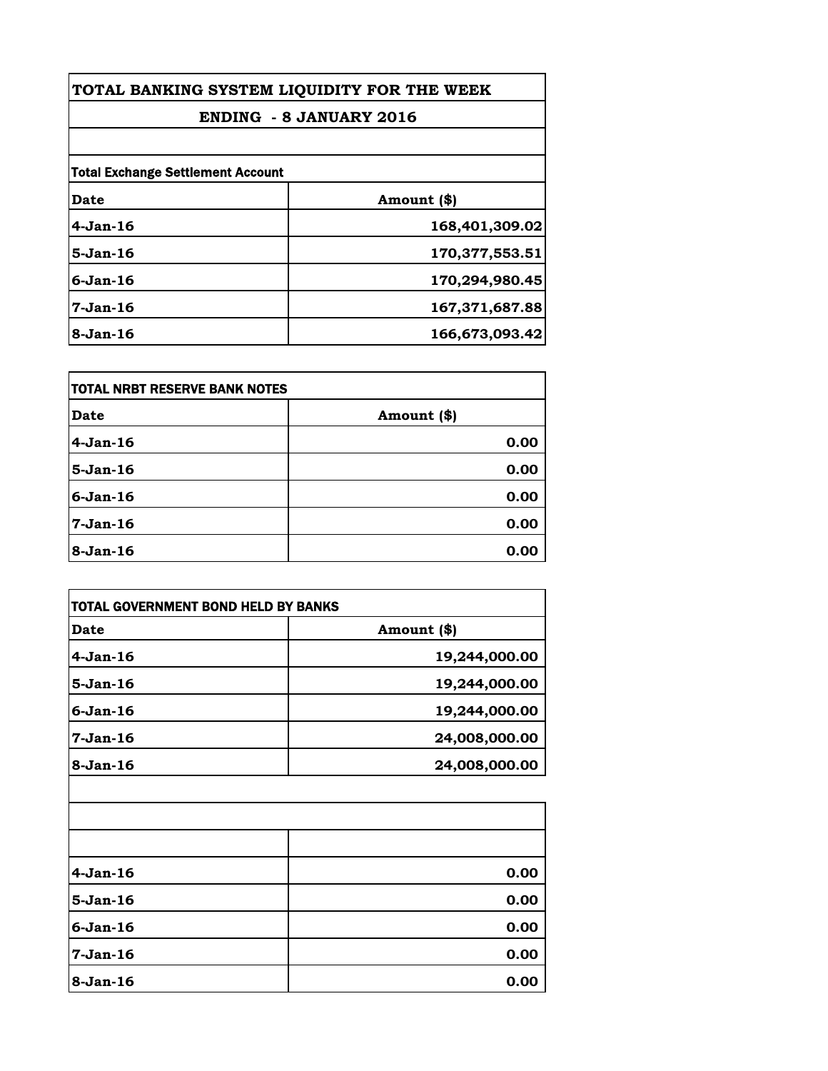# TOTAL BANKING SYSTEM LIQUIDITY FOR THE WEEK

## ENDING - 8 JANUARY 2016

**Total Exchange Settlement Account**

| Date | Amount ($) |
|---|---|
| 4-Jan-16 | 168,401,309.02 |
| 5-Jan-16 | 170,377,553.51 |
| 6-Jan-16 | 170,294,980.45 |
| 7-Jan-16 | 167,371,687.88 |
| 8-Jan-16 | 166,673,093.42 |

**TOTAL NRBT RESERVE BANK NOTES**

| Date | Amount ($) |
|---|---|
| 4-Jan-16 | 0.00 |
| 5-Jan-16 | 0.00 |
| 6-Jan-16 | 0.00 |
| 7-Jan-16 | 0.00 |
| 8-Jan-16 | 0.00 |

**TOTAL GOVERNMENT BOND HELD BY BANKS**

| Date | Amount ($) |
|---|---|
| 4-Jan-16 | 19,244,000.00 |
| 5-Jan-16 | 19,244,000.00 |
| 6-Jan-16 | 19,244,000.00 |
| 7-Jan-16 | 24,008,000.00 |
| 8-Jan-16 | 24,008,000.00 |

| | |
|---|---|
| 4-Jan-16 | 0.00 |
| 5-Jan-16 | 0.00 |
| 6-Jan-16 | 0.00 |
| 7-Jan-16 | 0.00 |
| 8-Jan-16 | 0.00 |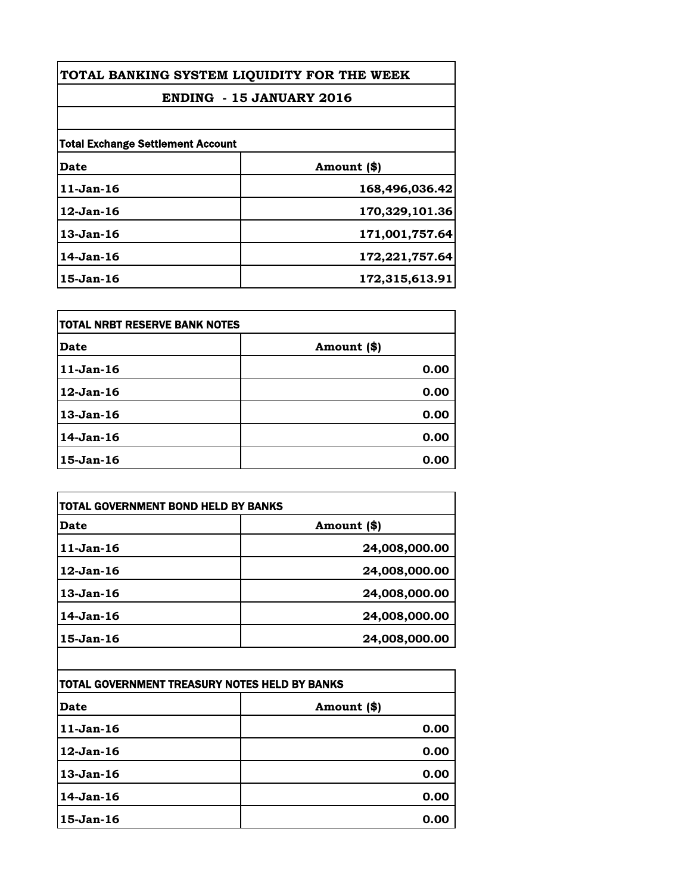# TOTAL BANKING SYSTEM LIQUIDITY FOR THE WEEK

## ENDING - 15 JANUARY 2016

**Total Exchange Settlement Account**

| Date | Amount ($) |
|---|---|
| 11-Jan-16 | 168,496,036.42 |
| 12-Jan-16 | 170,329,101.36 |
| 13-Jan-16 | 171,001,757.64 |
| 14-Jan-16 | 172,221,757.64 |
| 15-Jan-16 | 172,315,613.91 |

**TOTAL NRBT RESERVE BANK NOTES**

| Date | Amount ($) |
|---|---|
| 11-Jan-16 | 0.00 |
| 12-Jan-16 | 0.00 |
| 13-Jan-16 | 0.00 |
| 14-Jan-16 | 0.00 |
| 15-Jan-16 | 0.00 |

**TOTAL GOVERNMENT BOND HELD BY BANKS**

| Date | Amount ($) |
|---|---|
| 11-Jan-16 | 24,008,000.00 |
| 12-Jan-16 | 24,008,000.00 |
| 13-Jan-16 | 24,008,000.00 |
| 14-Jan-16 | 24,008,000.00 |
| 15-Jan-16 | 24,008,000.00 |

**TOTAL GOVERNMENT TREASURY NOTES HELD BY BANKS**

| Date | Amount ($) |
|---|---|
| 11-Jan-16 | 0.00 |
| 12-Jan-16 | 0.00 |
| 13-Jan-16 | 0.00 |
| 14-Jan-16 | 0.00 |
| 15-Jan-16 | 0.00 |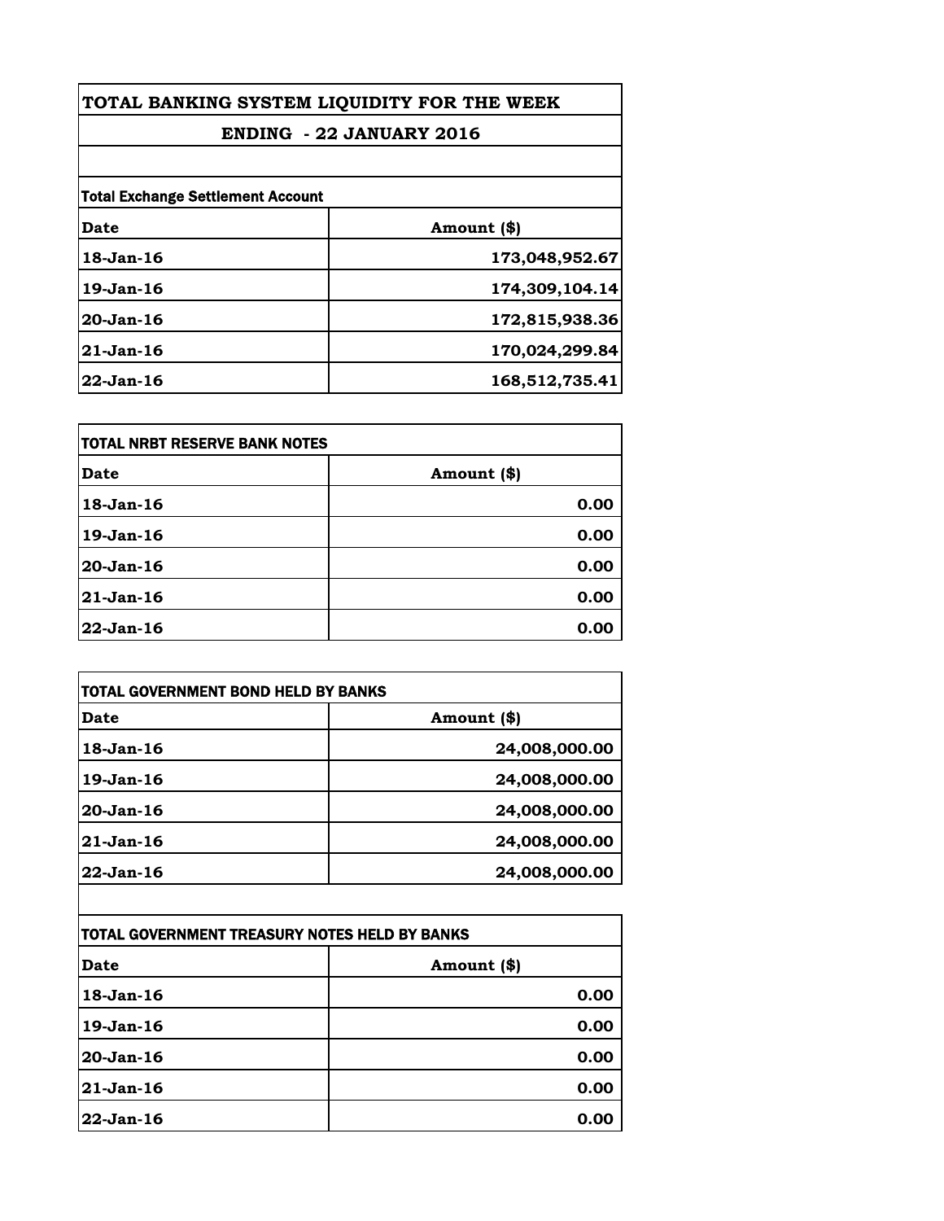# TOTAL BANKING SYSTEM LIQUIDITY FOR THE WEEK

## ENDING - 22 JANUARY 2016

**Total Exchange Settlement Account**

| Date | Amount ($) |
|---|---|
| 18-Jan-16 | 173,048,952.67 |
| 19-Jan-16 | 174,309,104.14 |
| 20-Jan-16 | 172,815,938.36 |
| 21-Jan-16 | 170,024,299.84 |
| 22-Jan-16 | 168,512,735.41 |

**TOTAL NRBT RESERVE BANK NOTES**

| Date | Amount ($) |
|---|---|
| 18-Jan-16 | 0.00 |
| 19-Jan-16 | 0.00 |
| 20-Jan-16 | 0.00 |
| 21-Jan-16 | 0.00 |
| 22-Jan-16 | 0.00 |

**TOTAL GOVERNMENT BOND HELD BY BANKS**

| Date | Amount ($) |
|---|---|
| 18-Jan-16 | 24,008,000.00 |
| 19-Jan-16 | 24,008,000.00 |
| 20-Jan-16 | 24,008,000.00 |
| 21-Jan-16 | 24,008,000.00 |
| 22-Jan-16 | 24,008,000.00 |

**TOTAL GOVERNMENT TREASURY NOTES HELD BY BANKS**

| Date | Amount ($) |
|---|---|
| 18-Jan-16 | 0.00 |
| 19-Jan-16 | 0.00 |
| 20-Jan-16 | 0.00 |
| 21-Jan-16 | 0.00 |
| 22-Jan-16 | 0.00 |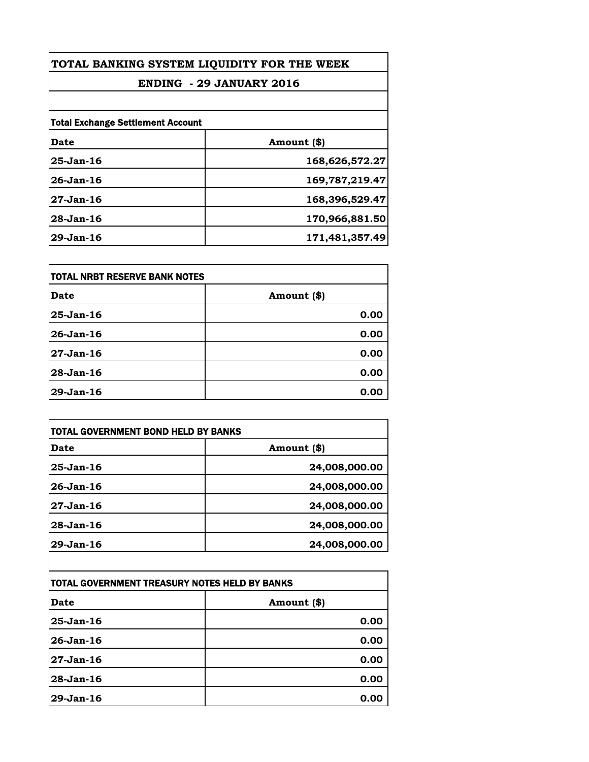# TOTAL BANKING SYSTEM LIQUIDITY FOR THE WEEK

## ENDING - 29 JANUARY 2016

| Total Exchange Settlement Account | |
|---|---|
| **Date** | **Amount ($)** |
| **25-Jan-16** | **168,626,572.27** |
| **26-Jan-16** | **169,787,219.47** |
| **27-Jan-16** | **168,396,529.47** |
| **28-Jan-16** | **170,966,881.50** |
| **29-Jan-16** | **171,481,357.49** |

| TOTAL NRBT RESERVE BANK NOTES | |
|---|---|
| **Date** | **Amount ($)** |
| **25-Jan-16** | **0.00** |
| **26-Jan-16** | **0.00** |
| **27-Jan-16** | **0.00** |
| **28-Jan-16** | **0.00** |
| **29-Jan-16** | **0.00** |

| TOTAL GOVERNMENT BOND HELD BY BANKS | |
|---|---|
| **Date** | **Amount ($)** |
| **25-Jan-16** | **24,008,000.00** |
| **26-Jan-16** | **24,008,000.00** |
| **27-Jan-16** | **24,008,000.00** |
| **28-Jan-16** | **24,008,000.00** |
| **29-Jan-16** | **24,008,000.00** |

| TOTAL GOVERNMENT TREASURY NOTES HELD BY BANKS | |
|---|---|
| **Date** | **Amount ($)** |
| **25-Jan-16** | **0.00** |
| **26-Jan-16** | **0.00** |
| **27-Jan-16** | **0.00** |
| **28-Jan-16** | **0.00** |
| **29-Jan-16** | **0.00** |